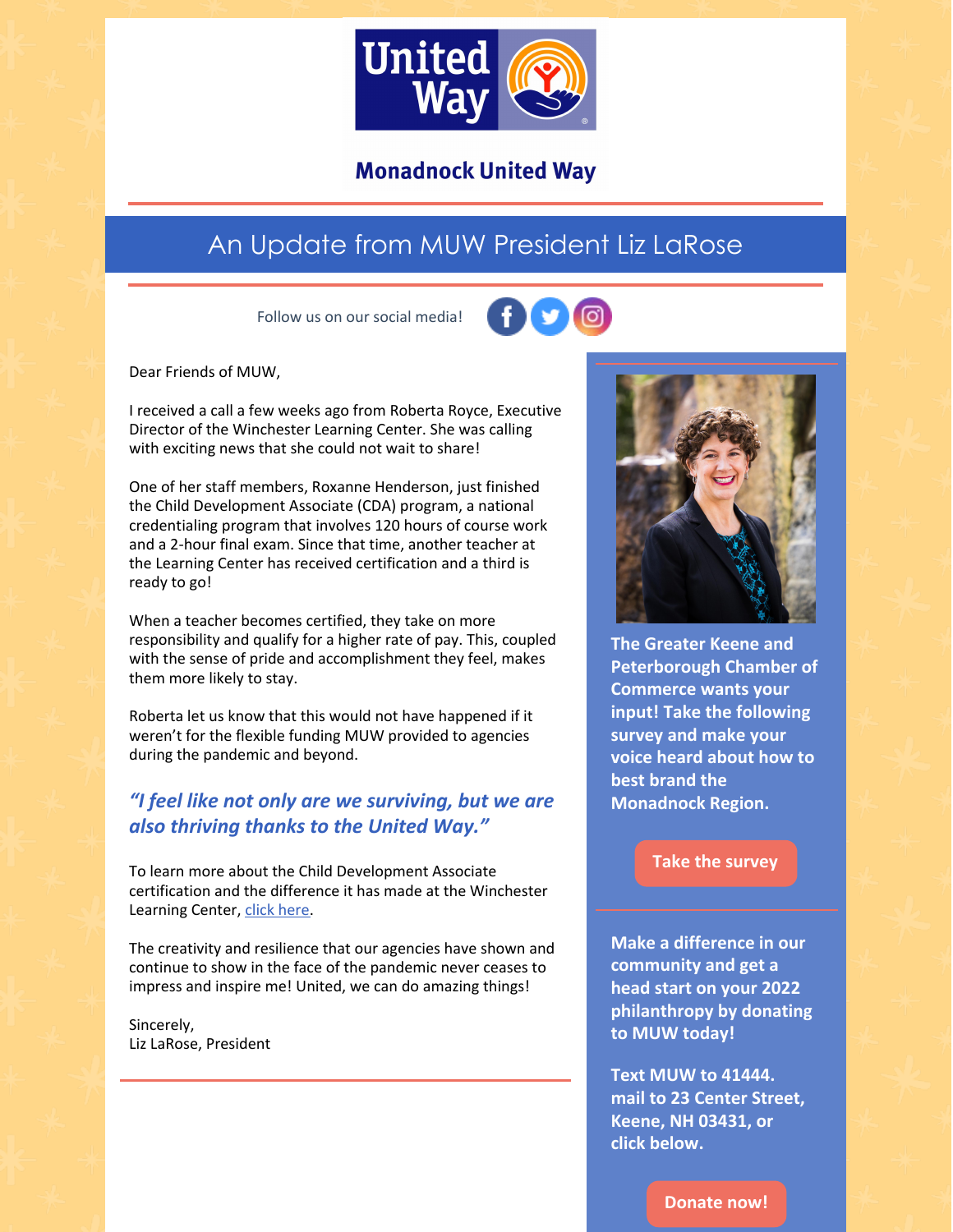# Monadnock United Way

## An Update from MUW President Liz LaRose

Follow us on our social media!

Dear Friends of MUW,

I received a call a few weeks ago from Roberta Royce, Executive Director of the Winchester Learning Center. She was calling with exciting news that she could not wait to share!

One of her staff members, Roxanne Henderson, just finished the Child Development Associate (CDA) program, a national credentialing program that involves 120 hours of course work and a 2-hour final exam. Since that time, another teacher at the Learning Center has received certification and a third is ready to go!

When a teacher becomes certified, they take on more responsibility and qualify for a higher rate of pay. This, coupled with the sense of pride and accomplishment they feel, makes them more likely to stay.

Roberta let us know that this would not have happened if it weren't for the flexible funding MUW provided to agencies during the pandemic and beyond.

***"I feel like not only are we surviving, but we are also thriving thanks to the United Way."***

To learn more about the Child Development Associate certification and the difference it has made at the Winchester Learning Center, click here.

The creativity and resilience that our agencies have shown and continue to show in the face of the pandemic never ceases to impress and inspire me! United, we can do amazing things!

Sincerely,
Liz LaRose, President

**The Greater Keene and Peterborough Chamber of Commerce wants your input! Take the following survey and make your voice heard about how to best brand the Monadnock Region.**

Take the survey

**Make a difference in our community and get a head start on your 2022 philanthropy by donating to MUW today!**

**Text MUW to 41444. mail to 23 Center Street, Keene, NH 03431, or click below.**

Donate now!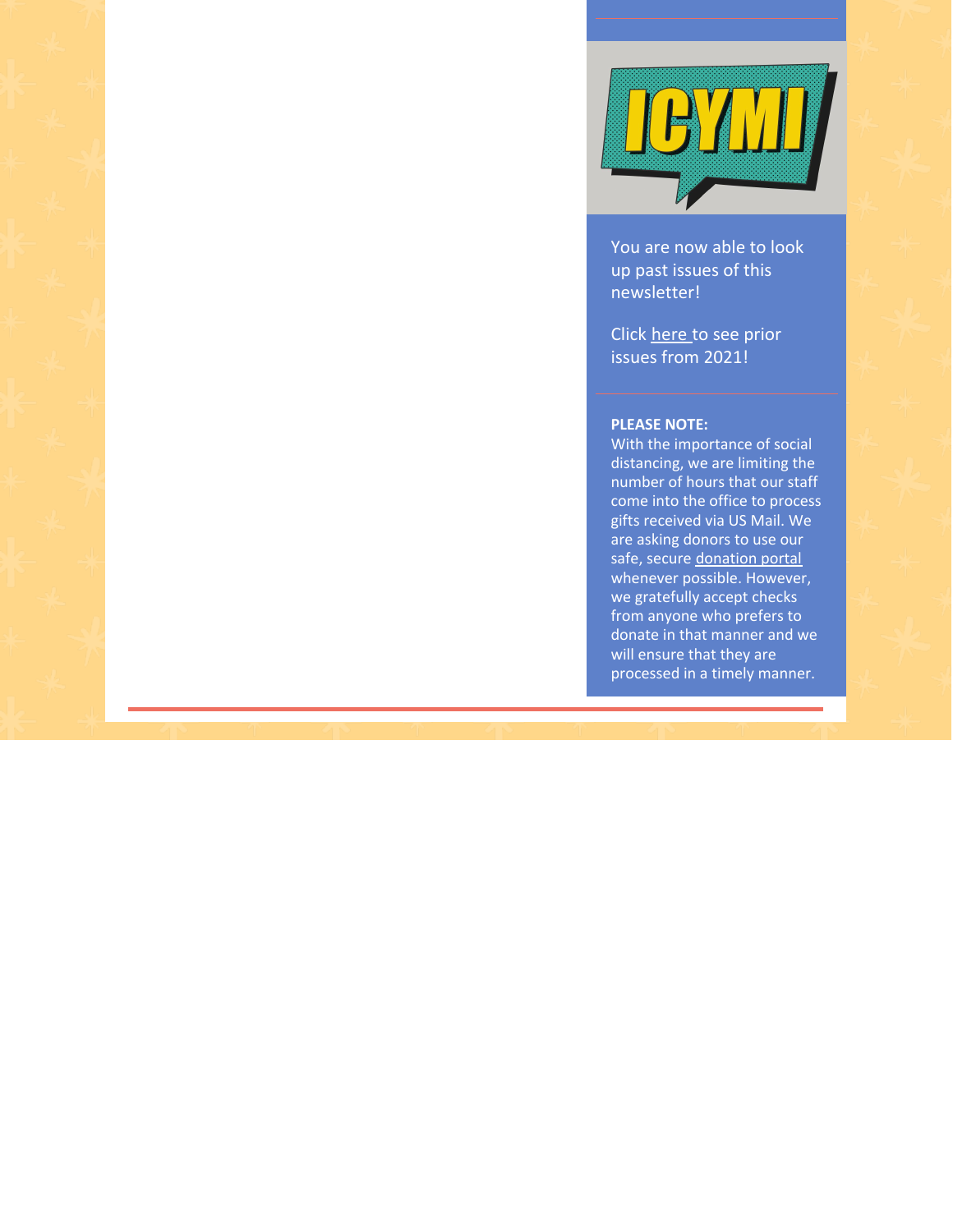ICYMI

You are now able to look up past issues of this newsletter!

Click here to see prior issues from 2021!

**PLEASE NOTE:**
With the importance of social distancing, we are limiting the number of hours that our staff come into the office to process gifts received via US Mail. We are asking donors to use our safe, secure donation portal whenever possible. However, we gratefully accept checks from anyone who prefers to donate in that manner and we will ensure that they are processed in a timely manner.